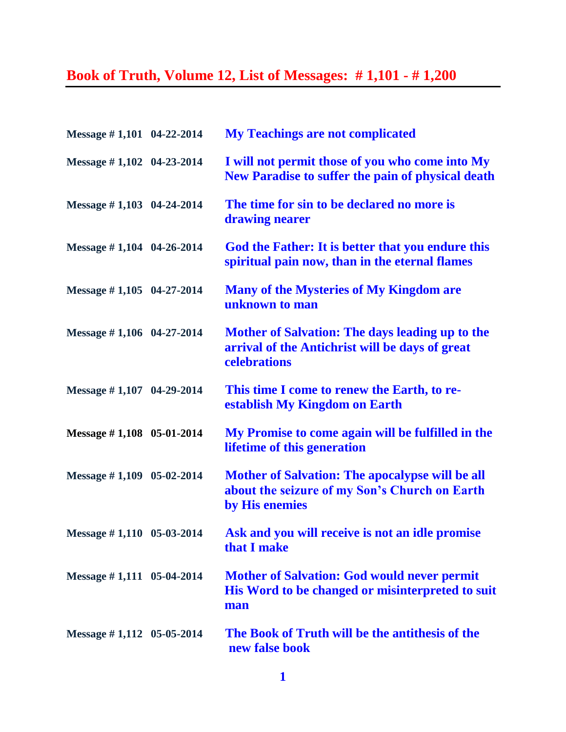# Book of Truth, Volume 12, List of Messages: # 1,101 - # 1,200

| | | |
|---|---|---|
| Message # 1,101 | 04-22-2014 | My Teachings are not complicated |
| Message # 1,102 | 04-23-2014 | I will not permit those of you who come into My New Paradise to suffer the pain of physical death |
| Message # 1,103 | 04-24-2014 | The time for sin to be declared no more is drawing nearer |
| Message # 1,104 | 04-26-2014 | God the Father: It is better that you endure this spiritual pain now, than in the eternal flames |
| Message # 1,105 | 04-27-2014 | Many of the Mysteries of My Kingdom are unknown to man |
| Message # 1,106 | 04-27-2014 | Mother of Salvation: The days leading up to the arrival of the Antichrist will be days of great celebrations |
| Message # 1,107 | 04-29-2014 | This time I come to renew the Earth, to re-establish My Kingdom on Earth |
| Message # 1,108 | 05-01-2014 | My Promise to come again will be fulfilled in the lifetime of this generation |
| Message # 1,109 | 05-02-2014 | Mother of Salvation: The apocalypse will be all about the seizure of my Son's Church on Earth by His enemies |
| Message # 1,110 | 05-03-2014 | Ask and you will receive is not an idle promise that I make |
| Message # 1,111 | 05-04-2014 | Mother of Salvation: God would never permit His Word to be changed or misinterpreted to suit man |
| Message # 1,112 | 05-05-2014 | The Book of Truth will be the antithesis of the new false book |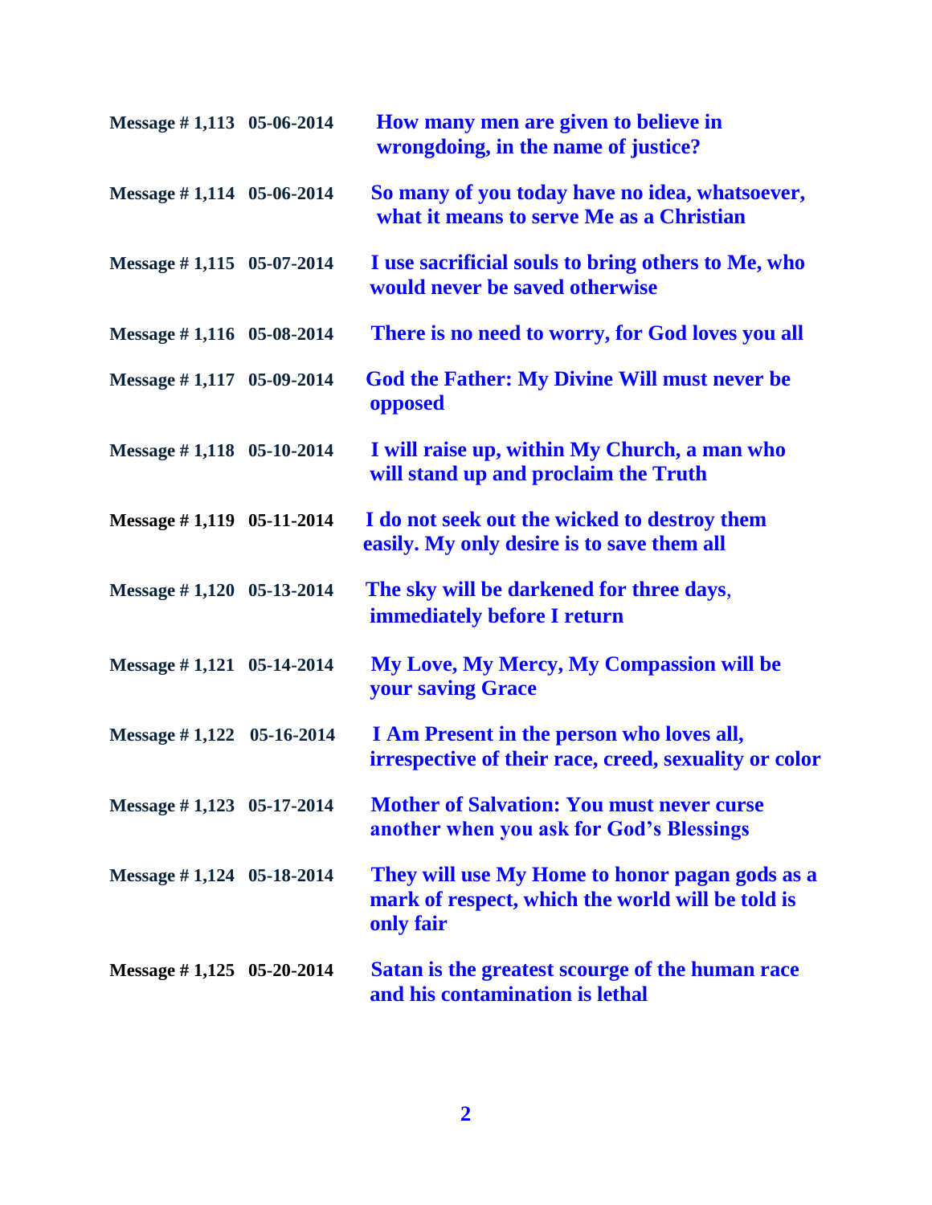| | | |
|---|---|---|
| **Message # 1,113** | **05-06-2014** | **How many men are given to believe in wrongdoing, in the name of justice?** |
| **Message # 1,114** | **05-06-2014** | **So many of you today have no idea, whatsoever, what it means to serve Me as a Christian** |
| **Message # 1,115** | **05-07-2014** | **I use sacrificial souls to bring others to Me, who would never be saved otherwise** |
| **Message # 1,116** | **05-08-2014** | **There is no need to worry, for God loves you all** |
| **Message # 1,117** | **05-09-2014** | **God the Father: My Divine Will must never be opposed** |
| **Message # 1,118** | **05-10-2014** | **I will raise up, within My Church, a man who will stand up and proclaim the Truth** |
| **Message # 1,119** | **05-11-2014** | **I do not seek out the wicked to destroy them easily. My only desire is to save them all** |
| **Message # 1,120** | **05-13-2014** | **The sky will be darkened for three days, immediately before I return** |
| **Message # 1,121** | **05-14-2014** | **My Love, My Mercy, My Compassion will be your saving Grace** |
| **Message # 1,122** | **05-16-2014** | **I Am Present in the person who loves all, irrespective of their race, creed, sexuality or color** |
| **Message # 1,123** | **05-17-2014** | **Mother of Salvation: You must never curse another when you ask for God's Blessings** |
| **Message # 1,124** | **05-18-2014** | **They will use My Home to honor pagan gods as a mark of respect, which the world will be told is only fair** |
| **Message # 1,125** | **05-20-2014** | **Satan is the greatest scourge of the human race and his contamination is lethal** |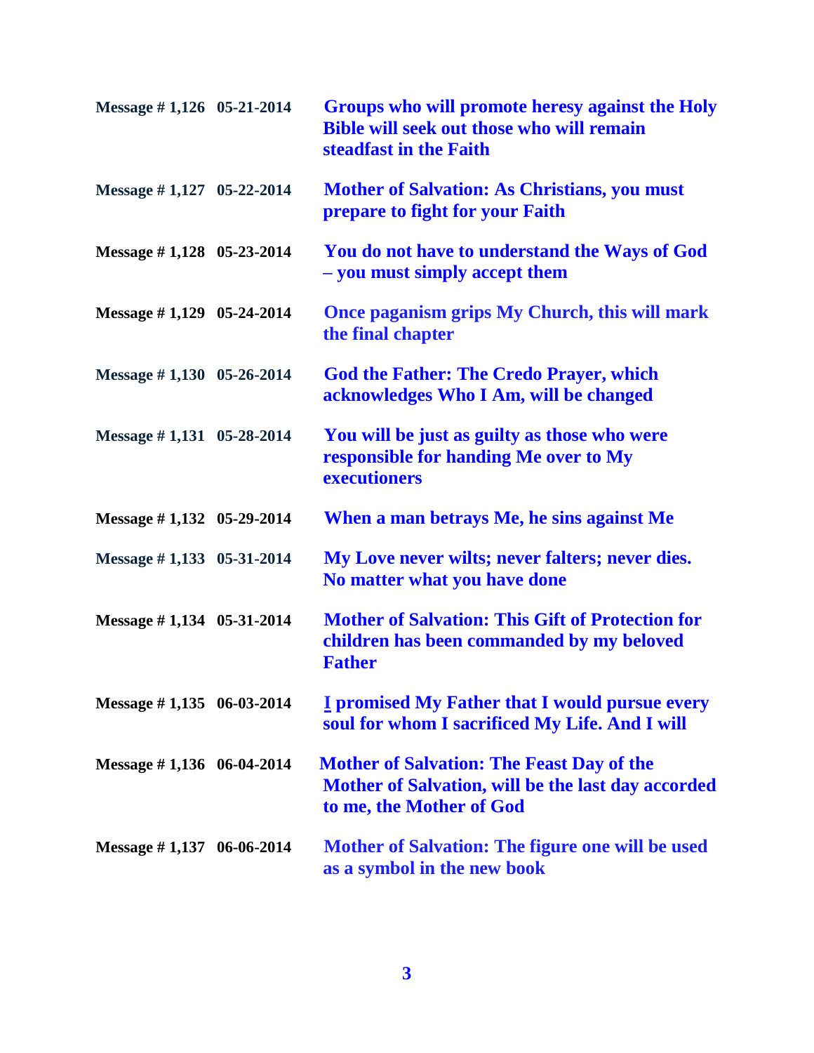| | | |
|---|---|---|
| **Message # 1,126** | **05-21-2014** | **Groups who will promote heresy against the Holy Bible will seek out those who will remain steadfast in the Faith** |
| **Message # 1,127** | **05-22-2014** | **Mother of Salvation: As Christians, you must prepare to fight for your Faith** |
| **Message # 1,128** | **05-23-2014** | **You do not have to understand the Ways of God – you must simply accept them** |
| **Message # 1,129** | **05-24-2014** | **Once paganism grips My Church, this will mark the final chapter** |
| **Message # 1,130** | **05-26-2014** | **God the Father: The Credo Prayer, which acknowledges Who I Am, will be changed** |
| **Message # 1,131** | **05-28-2014** | **You will be just as guilty as those who were responsible for handing Me over to My executioners** |
| **Message # 1,132** | **05-29-2014** | **When a man betrays Me, he sins against Me** |
| **Message # 1,133** | **05-31-2014** | **My Love never wilts; never falters; never dies. No matter what you have done** |
| **Message # 1,134** | **05-31-2014** | **Mother of Salvation: This Gift of Protection for children has been commanded by my beloved Father** |
| **Message # 1,135** | **06-03-2014** | **I promised My Father that I would pursue every soul for whom I sacrificed My Life. And I will** |
| **Message # 1,136** | **06-04-2014** | **Mother of Salvation: The Feast Day of the Mother of Salvation, will be the last day accorded to me, the Mother of God** |
| **Message # 1,137** | **06-06-2014** | **Mother of Salvation: The figure one will be used as a symbol in the new book** |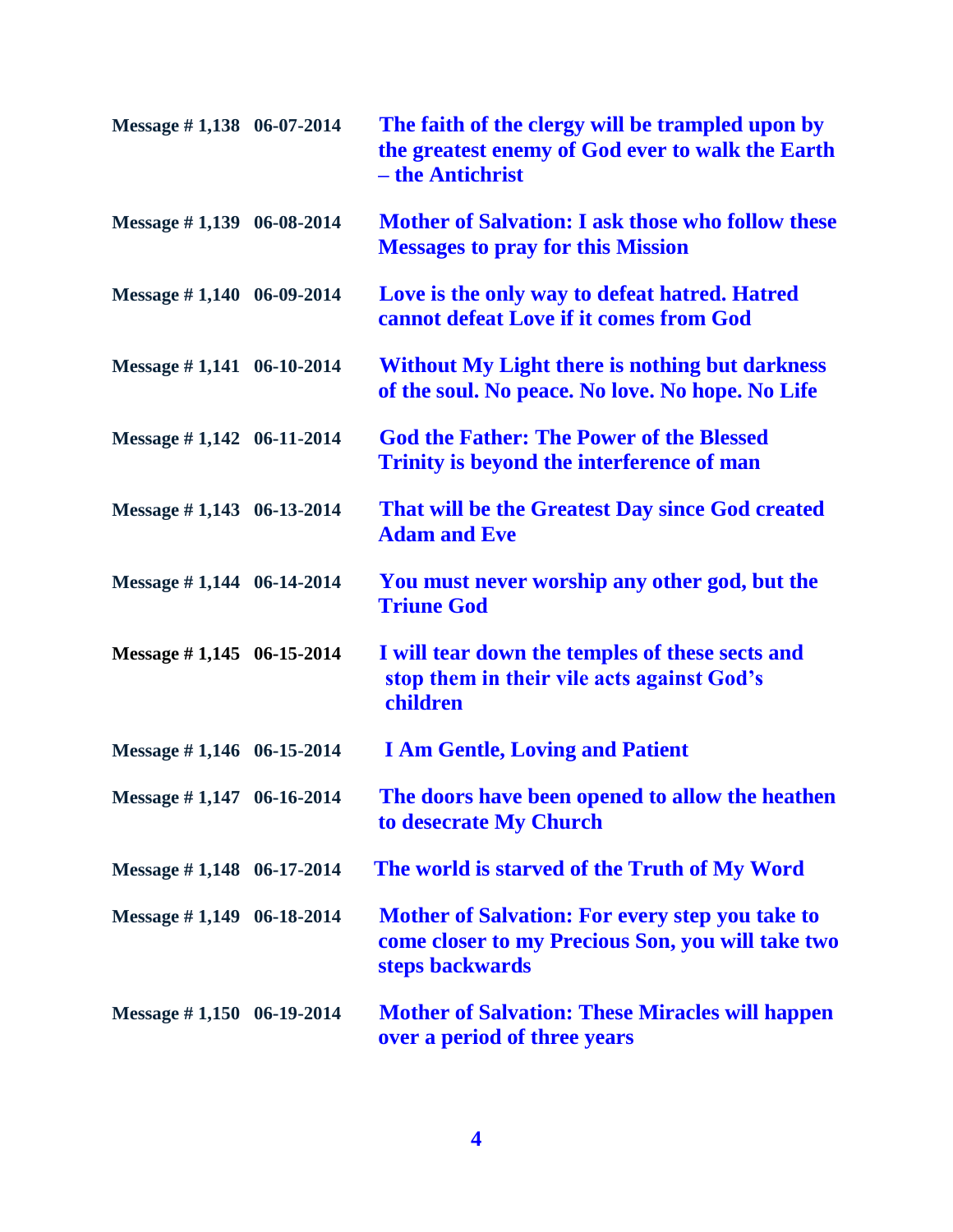| | | |
|---|---|---|
| **Message # 1,138** | **06-07-2014** | **The faith of the clergy will be trampled upon by the greatest enemy of God ever to walk the Earth – the Antichrist** |
| **Message # 1,139** | **06-08-2014** | **Mother of Salvation: I ask those who follow these Messages to pray for this Mission** |
| **Message # 1,140** | **06-09-2014** | **Love is the only way to defeat hatred. Hatred cannot defeat Love if it comes from God** |
| **Message # 1,141** | **06-10-2014** | **Without My Light there is nothing but darkness of the soul. No peace. No love. No hope. No Life** |
| **Message # 1,142** | **06-11-2014** | **God the Father: The Power of the Blessed Trinity is beyond the interference of man** |
| **Message # 1,143** | **06-13-2014** | **That will be the Greatest Day since God created Adam and Eve** |
| **Message # 1,144** | **06-14-2014** | **You must never worship any other god, but the Triune God** |
| **Message # 1,145** | **06-15-2014** | **I will tear down the temples of these sects and stop them in their vile acts against God's children** |
| **Message # 1,146** | **06-15-2014** | **I Am Gentle, Loving and Patient** |
| **Message # 1,147** | **06-16-2014** | **The doors have been opened to allow the heathen to desecrate My Church** |
| **Message # 1,148** | **06-17-2014** | **The world is starved of the Truth of My Word** |
| **Message # 1,149** | **06-18-2014** | **Mother of Salvation: For every step you take to come closer to my Precious Son, you will take two steps backwards** |
| **Message # 1,150** | **06-19-2014** | **Mother of Salvation: These Miracles will happen over a period of three years** |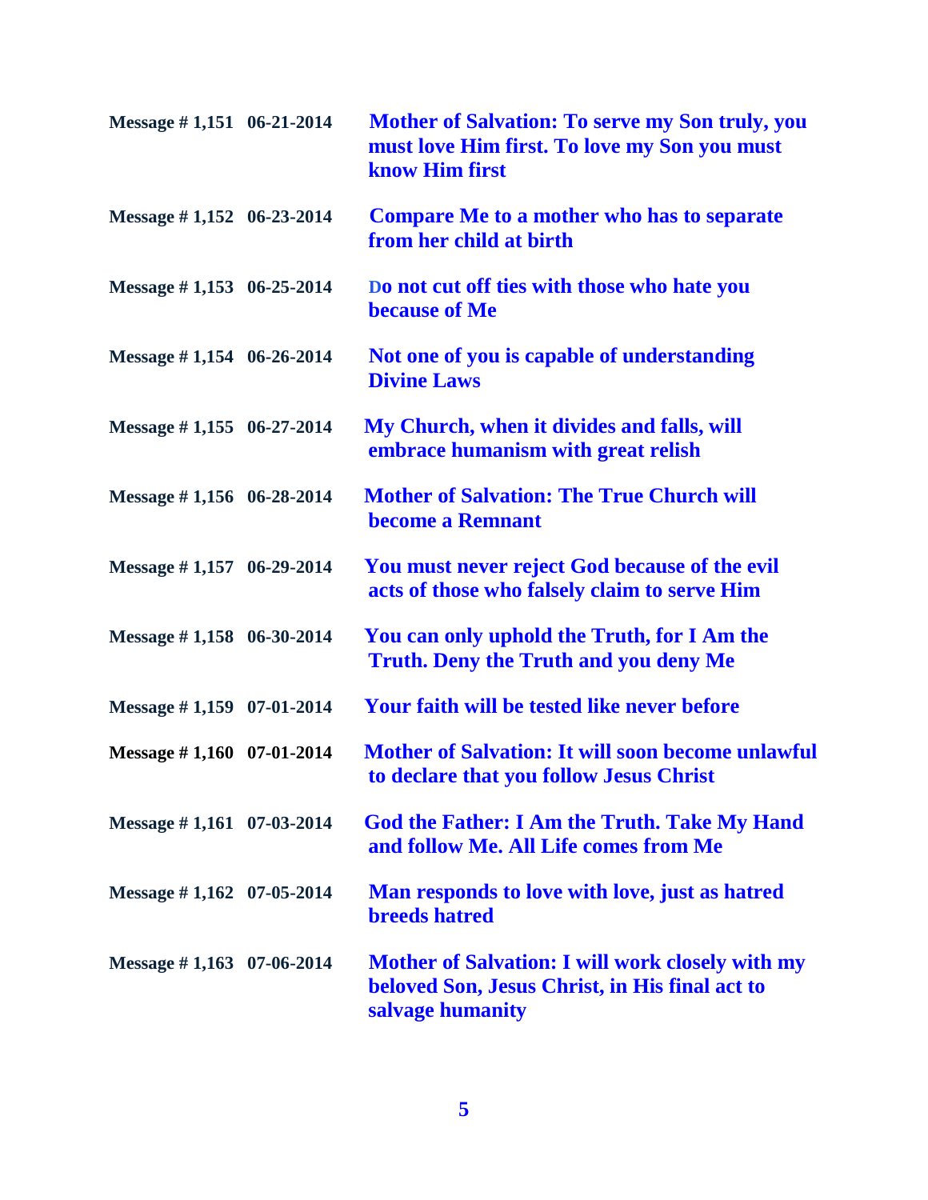| | | |
|---|---|---|
| **Message # 1,151** | **06-21-2014** | **Mother of Salvation: To serve my Son truly, you must love Him first. To love my Son you must know Him first** |
| **Message # 1,152** | **06-23-2014** | **Compare Me to a mother who has to separate from her child at birth** |
| **Message # 1,153** | **06-25-2014** | **Do not cut off ties with those who hate you because of Me** |
| **Message # 1,154** | **06-26-2014** | **Not one of you is capable of understanding Divine Laws** |
| **Message # 1,155** | **06-27-2014** | **My Church, when it divides and falls, will embrace humanism with great relish** |
| **Message # 1,156** | **06-28-2014** | **Mother of Salvation: The True Church will become a Remnant** |
| **Message # 1,157** | **06-29-2014** | **You must never reject God because of the evil acts of those who falsely claim to serve Him** |
| **Message # 1,158** | **06-30-2014** | **You can only uphold the Truth, for I Am the Truth. Deny the Truth and you deny Me** |
| **Message # 1,159** | **07-01-2014** | **Your faith will be tested like never before** |
| **Message # 1,160** | **07-01-2014** | **Mother of Salvation: It will soon become unlawful to declare that you follow Jesus Christ** |
| **Message # 1,161** | **07-03-2014** | **God the Father: I Am the Truth. Take My Hand and follow Me. All Life comes from Me** |
| **Message # 1,162** | **07-05-2014** | **Man responds to love with love, just as hatred breeds hatred** |
| **Message # 1,163** | **07-06-2014** | **Mother of Salvation: I will work closely with my beloved Son, Jesus Christ, in His final act to salvage humanity** |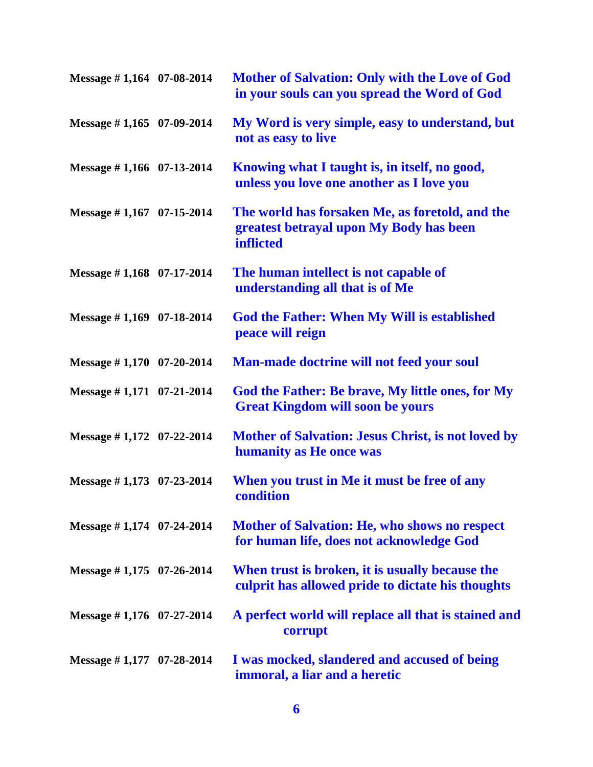| | | |
|---|---|---|
| **Message # 1,164** | **07-08-2014** | **Mother of Salvation: Only with the Love of God in your souls can you spread the Word of God** |
| **Message # 1,165** | **07-09-2014** | **My Word is very simple, easy to understand, but not as easy to live** |
| **Message # 1,166** | **07-13-2014** | **Knowing what I taught is, in itself, no good, unless you love one another as I love you** |
| **Message # 1,167** | **07-15-2014** | **The world has forsaken Me, as foretold, and the greatest betrayal upon My Body has been inflicted** |
| **Message # 1,168** | **07-17-2014** | **The human intellect is not capable of understanding all that is of Me** |
| **Message # 1,169** | **07-18-2014** | **God the Father: When My Will is established peace will reign** |
| **Message # 1,170** | **07-20-2014** | **Man-made doctrine will not feed your soul** |
| **Message # 1,171** | **07-21-2014** | **God the Father: Be brave, My little ones, for My Great Kingdom will soon be yours** |
| **Message # 1,172** | **07-22-2014** | **Mother of Salvation: Jesus Christ, is not loved by humanity as He once was** |
| **Message # 1,173** | **07-23-2014** | **When you trust in Me it must be free of any condition** |
| **Message # 1,174** | **07-24-2014** | **Mother of Salvation: He, who shows no respect for human life, does not acknowledge God** |
| **Message # 1,175** | **07-26-2014** | **When trust is broken, it is usually because the culprit has allowed pride to dictate his thoughts** |
| **Message # 1,176** | **07-27-2014** | **A perfect world will replace all that is stained and corrupt** |
| **Message # 1,177** | **07-28-2014** | **I was mocked, slandered and accused of being immoral, a liar and a heretic** |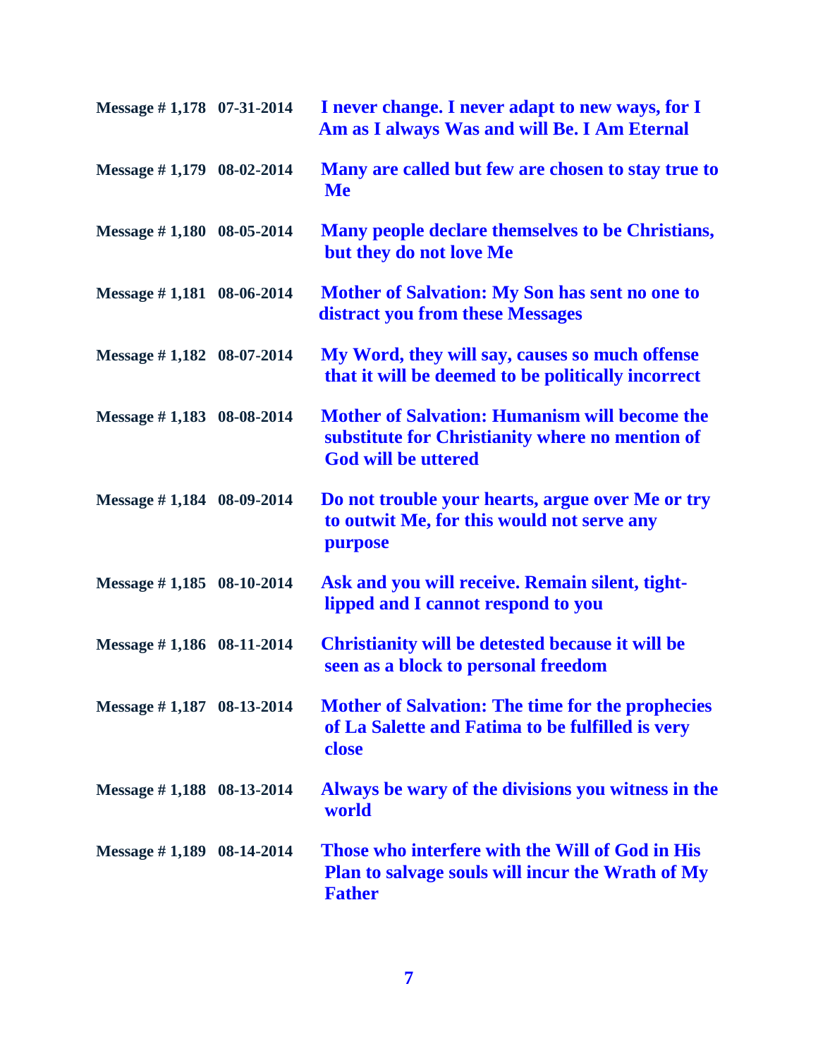| | | |
|---|---|---|
| **Message # 1,178** | **07-31-2014** | **I never change. I never adapt to new ways, for I Am as I always Was and will Be. I Am Eternal** |
| **Message # 1,179** | **08-02-2014** | **Many are called but few are chosen to stay true to Me** |
| **Message # 1,180** | **08-05-2014** | **Many people declare themselves to be Christians, but they do not love Me** |
| **Message # 1,181** | **08-06-2014** | **Mother of Salvation: My Son has sent no one to distract you from these Messages** |
| **Message # 1,182** | **08-07-2014** | **My Word, they will say, causes so much offense that it will be deemed to be politically incorrect** |
| **Message # 1,183** | **08-08-2014** | **Mother of Salvation: Humanism will become the substitute for Christianity where no mention of God will be uttered** |
| **Message # 1,184** | **08-09-2014** | **Do not trouble your hearts, argue over Me or try to outwit Me, for this would not serve any purpose** |
| **Message # 1,185** | **08-10-2014** | **Ask and you will receive. Remain silent, tight-lipped and I cannot respond to you** |
| **Message # 1,186** | **08-11-2014** | **Christianity will be detested because it will be seen as a block to personal freedom** |
| **Message # 1,187** | **08-13-2014** | **Mother of Salvation: The time for the prophecies of La Salette and Fatima to be fulfilled is very close** |
| **Message # 1,188** | **08-13-2014** | **Always be wary of the divisions you witness in the world** |
| **Message # 1,189** | **08-14-2014** | **Those who interfere with the Will of God in His Plan to salvage souls will incur the Wrath of My Father** |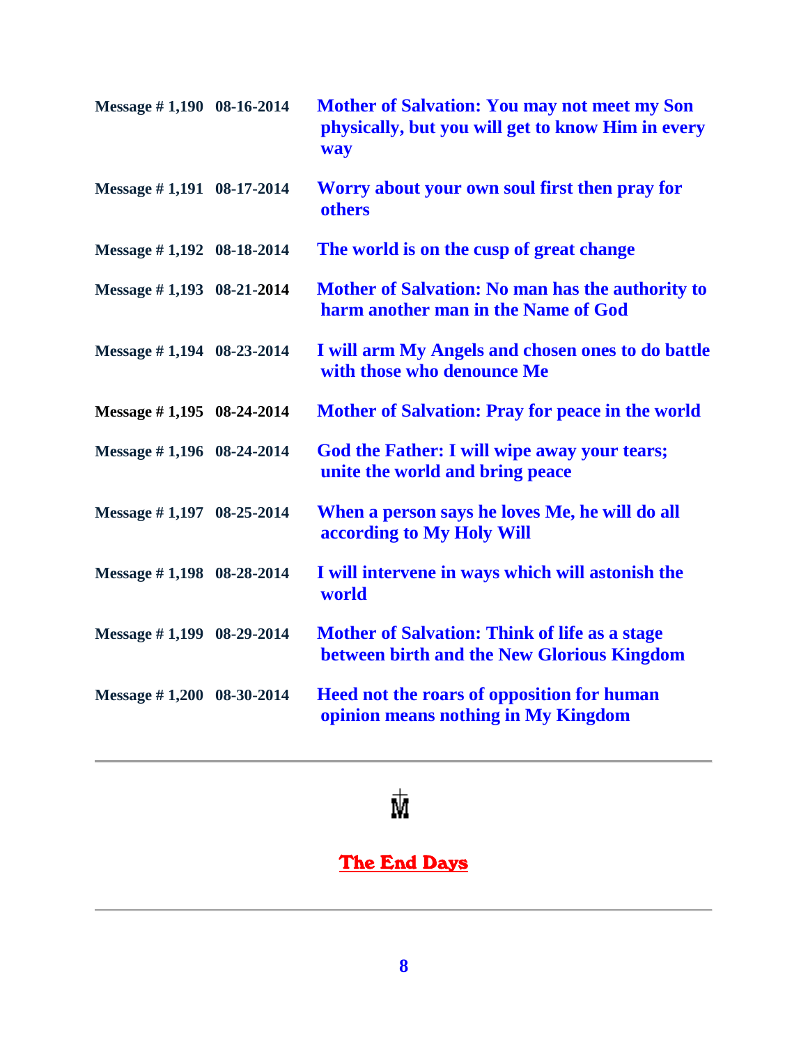| | | |
|---|---|---|
| **Message # 1,190** | **08-16-2014** | **Mother of Salvation: You may not meet my Son physically, but you will get to know Him in every way** |
| **Message # 1,191** | **08-17-2014** | **Worry about your own soul first then pray for others** |
| **Message # 1,192** | **08-18-2014** | **The world is on the cusp of great change** |
| **Message # 1,193** | **08-21-2014** | **Mother of Salvation: No man has the authority to harm another man in the Name of God** |
| **Message # 1,194** | **08-23-2014** | **I will arm My Angels and chosen ones to do battle with those who denounce Me** |
| **Message # 1,195** | **08-24-2014** | **Mother of Salvation: Pray for peace in the world** |
| **Message # 1,196** | **08-24-2014** | **God the Father: I will wipe away your tears; unite the world and bring peace** |
| **Message # 1,197** | **08-25-2014** | **When a person says he loves Me, he will do all according to My Holy Will** |
| **Message # 1,198** | **08-28-2014** | **I will intervene in ways which will astonish the world** |
| **Message # 1,199** | **08-29-2014** | **Mother of Salvation: Think of life as a stage between birth and the New Glorious Kingdom** |
| **Message # 1,200** | **08-30-2014** | **Heed not the roars of opposition for human opinion means nothing in My Kingdom** |

---

**The End Days**

---